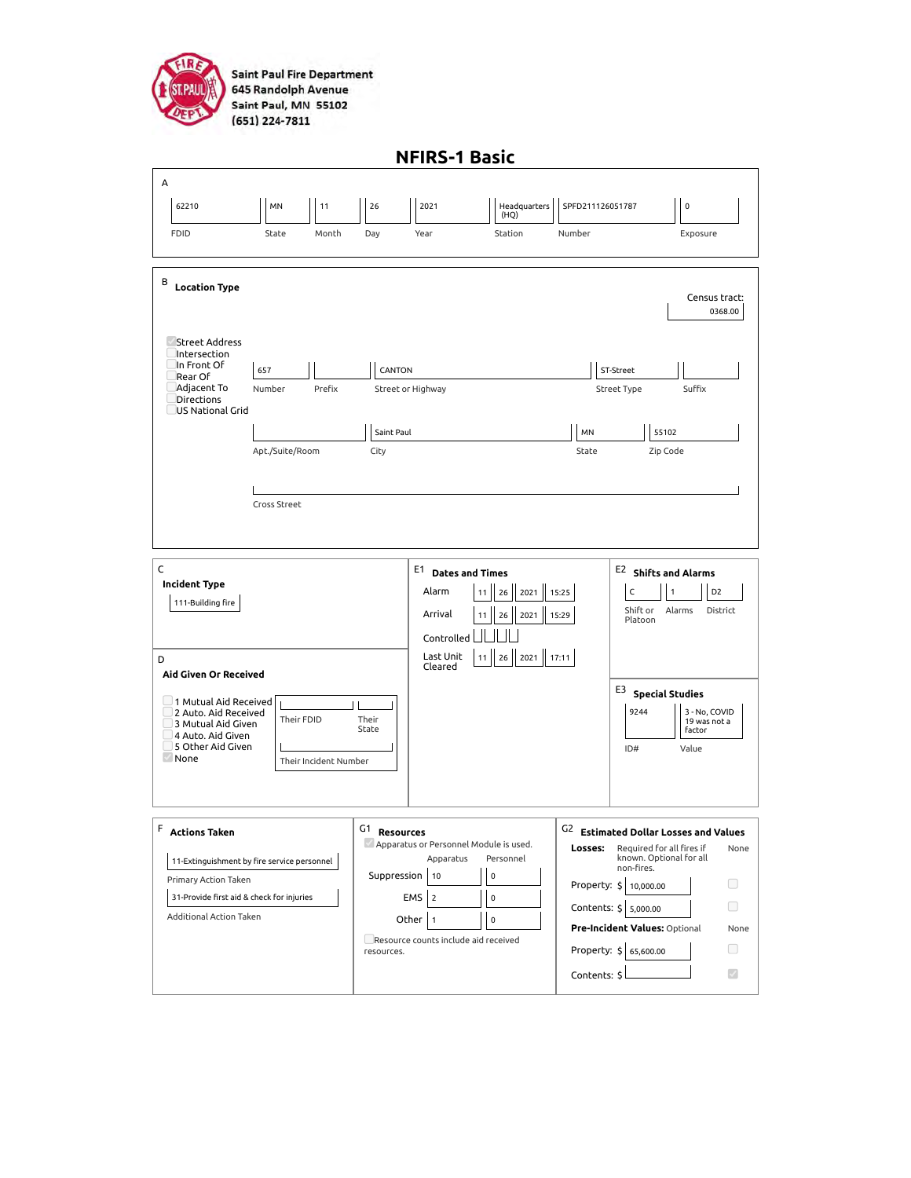**Saint Paul Fire Department**
**645 Randolph Avenue**
**Saint Paul, MN 55102**
**(651) 224-7811**

# NFIRS-1 Basic

## A

| FDID | State | Month | Day | Year | Station | Number | Exposure |
|---|---|---|---|---|---|---|---|
| 62210 | MN | 11 | 26 | 2021 | Headquarters (HQ) | SPFD211126051787 | 0 |

## B Location Type

Census tract: 0368.00

- [x] Street Address
- [ ] Intersection
- [ ] In Front Of
- [ ] Rear Of
- [ ] Adjacent To
- [ ] Directions
- [ ] US National Grid

| Number | Prefix | Street or Highway | Street Type | Suffix |
|---|---|---|---|---|
| 657 | | CANTON | ST-Street | |

| Apt./Suite/Room | City | State | Zip Code |
|---|---|---|---|
| | Saint Paul | MN | 55102 |

Cross Street:

## C Incident Type

111-Building fire

## D Aid Given Or Received

- [ ] 1 Mutual Aid Received
- [ ] 2 Auto. Aid Received
- [ ] 3 Mutual Aid Given
- [ ] 4 Auto. Aid Given
- [ ] 5 Other Aid Given
- [x] None

Their FDID: | Their State: | Their Incident Number:

## E1 Dates and Times

| | Month | Day | Year | Time |
|---|---|---|---|---|
| Alarm | 11 | 26 | 2021 | 15:25 |
| Arrival | 11 | 26 | 2021 | 15:29 |
| Controlled | | | | |
| Last Unit Cleared | 11 | 26 | 2021 | 17:11 |

## E2 Shifts and Alarms

| Shift or Platoon | Alarms | District |
|---|---|---|
| C | 1 | D2 |

## E3 Special Studies

| ID# | Value |
|---|---|
| 9244 | 3 - No, COVID 19 was not a factor |

## F Actions Taken

Primary Action Taken: 11-Extinguishment by fire service personnel

Additional Action Taken: 31-Provide first aid & check for injuries

## G1 Resources

- [x] Apparatus or Personnel Module is used.

| | Apparatus | Personnel |
|---|---|---|
| Suppression | 10 | 0 |
| EMS | 2 | 0 |
| Other | 1 | 0 |

- [ ] Resource counts include aid received resources.

## G2 Estimated Dollar Losses and Values

**Losses:** Required for all fires if known. Optional for all non-fires.

| | Amount | None |
|---|---|---|
| Property: $ | 10,000.00 | [ ] |
| Contents: $ | 5,000.00 | [ ] |

**Pre-Incident Values:** Optional

| | Amount | None |
|---|---|---|
| Property: $ | 65,600.00 | [ ] |
| Contents: $ | | [x] |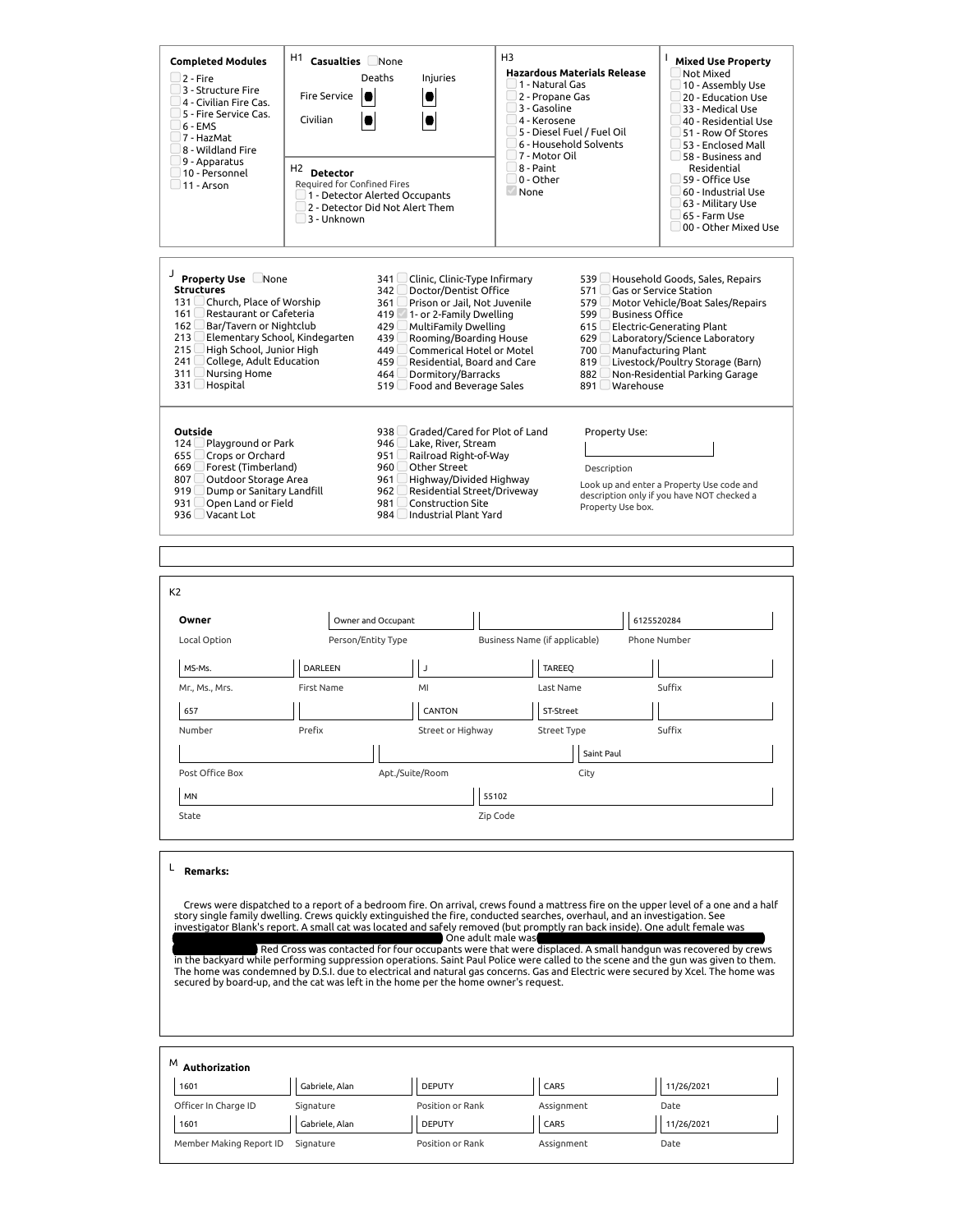**Completed Modules**

- ☐ 2 - Fire
- ☐ 3 - Structure Fire
- ☐ 4 - Civilian Fire Cas.
- ☐ 5 - Fire Service Cas.
- ☐ 6 - EMS
- ☐ 7 - HazMat
- ☐ 8 - Wildland Fire
- ☐ 9 - Apparatus
- ☐ 10 - Personnel
- ☐ 11 - Arson

**H1 Casualties** ☐ None

| | Deaths | Injuries |
|---|---|---|
| Fire Service | ● | ● |
| Civilian | ● | ● |

**H2 Detector**
Required for Confined Fires

- ☐ 1 - Detector Alerted Occupants
- ☐ 2 - Detector Did Not Alert Them
- ☐ 3 - Unknown

**H3 Hazardous Materials Release**

- ☐ 1 - Natural Gas
- ☐ 2 - Propane Gas
- ☐ 3 - Gasoline
- ☐ 4 - Kerosene
- ☐ 5 - Diesel Fuel / Fuel Oil
- ☐ 6 - Household Solvents
- ☐ 7 - Motor Oil
- ☐ 8 - Paint
- ☐ 0 - Other
- ☑ None

**I Mixed Use Property**

- ☐ Not Mixed
- ☐ 10 - Assembly Use
- ☐ 20 - Education Use
- ☐ 33 - Medical Use
- ☐ 40 - Residential Use
- ☐ 51 - Row Of Stores
- ☐ 53 - Enclosed Mall
- ☐ 58 - Business and Residential
- ☐ 59 - Office Use
- ☐ 60 - Industrial Use
- ☐ 63 - Military Use
- ☐ 65 - Farm Use
- ☐ 00 - Other Mixed Use

**J Property Use** ☐ None

**Structures**

- 131 ☐ Church, Place of Worship
- 161 ☐ Restaurant or Cafeteria
- 162 ☐ Bar/Tavern or Nightclub
- 213 ☐ Elementary School, Kindergarten
- 215 ☐ High School, Junior High
- 241 ☐ College, Adult Education
- 311 ☐ Nursing Home
- 331 ☐ Hospital
- 341 ☐ Clinic, Clinic-Type Infirmary
- 342 ☐ Doctor/Dentist Office
- 361 ☐ Prison or Jail, Not Juvenile
- 419 ☑ 1- or 2-Family Dwelling
- 429 ☐ MultiFamily Dwelling
- 439 ☐ Rooming/Boarding House
- 449 ☐ Commercial Hotel or Motel
- 459 ☐ Residential, Board and Care
- 464 ☐ Dormitory/Barracks
- 519 ☐ Food and Beverage Sales
- 539 ☐ Household Goods, Sales, Repairs
- 571 ☐ Gas or Service Station
- 579 ☐ Motor Vehicle/Boat Sales/Repairs
- 599 ☐ Business Office
- 615 ☐ Electric-Generating Plant
- 629 ☐ Laboratory/Science Laboratory
- 700 ☐ Manufacturing Plant
- 819 ☐ Livestock/Poultry Storage (Barn)
- 882 ☐ Non-Residential Parking Garage
- 891 ☐ Warehouse

**Outside**

- 124 ☐ Playground or Park
- 655 ☐ Crops or Orchard
- 669 ☐ Forest (Timberland)
- 807 ☐ Outdoor Storage Area
- 919 ☐ Dump or Sanitary Landfill
- 931 ☐ Open Land or Field
- 936 ☐ Vacant Lot
- 938 ☐ Graded/Cared for Plot of Land
- 946 ☐ Lake, River, Stream
- 951 ☐ Railroad Right-of-Way
- 960 ☐ Other Street
- 961 ☐ Highway/Divided Highway
- 962 ☐ Residential Street/Driveway
- 981 ☐ Construction Site
- 984 ☐ Industrial Plant Yard

Property Use:

Description

Look up and enter a Property Use code and description only if you have NOT checked a Property Use box.

**K2**

| Owner | Owner and Occupant | | 6125520284 | |
|---|---|---|---|---|
| Local Option | Person/Entity Type | Business Name (if applicable) | Phone Number | |
| MS-Ms. | DARLEEN | J | TAREEQ | |
| Mr., Ms., Mrs. | First Name | MI | Last Name | Suffix |
| 657 | | CANTON | ST-Street | |
| Number | Prefix | Street or Highway | Street Type | Suffix |
| | | Saint Paul | | |
| Post Office Box | Apt./Suite/Room | City | | |
| MN | 55102 | | | |
| State | Zip Code | | | |

**L Remarks:**

Crews were dispatched to a report of a bedroom fire. On arrival, crews found a mattress fire on the upper level of a one and a half story single family dwelling. Crews quickly extinguished the fire, conducted searches, overhaul, and an investigation. See investigator Blank's report. A small cat was located and safely removed (but promptly ran back inside). One adult female was [REDACTED] One adult male was [REDACTED] Red Cross was contacted for four occupants were that were displaced. A small handgun was recovered by crews in the backyard while performing suppression operations. Saint Paul Police were called to the scene and the gun was given to them. The home was condemned by D.S.I. due to electrical and natural gas concerns. Gas and Electric were secured by Xcel. The home was secured by board-up, and the cat was left in the home per the home owner's request.

**M Authorization**

| 1601 | Gabriele, Alan | DEPUTY | CAR5 | 11/26/2021 |
|---|---|---|---|---|
| Officer In Charge ID | Signature | Position or Rank | Assignment | Date |
| 1601 | Gabriele, Alan | DEPUTY | CAR5 | 11/26/2021 |
| Member Making Report ID | Signature | Position or Rank | Assignment | Date |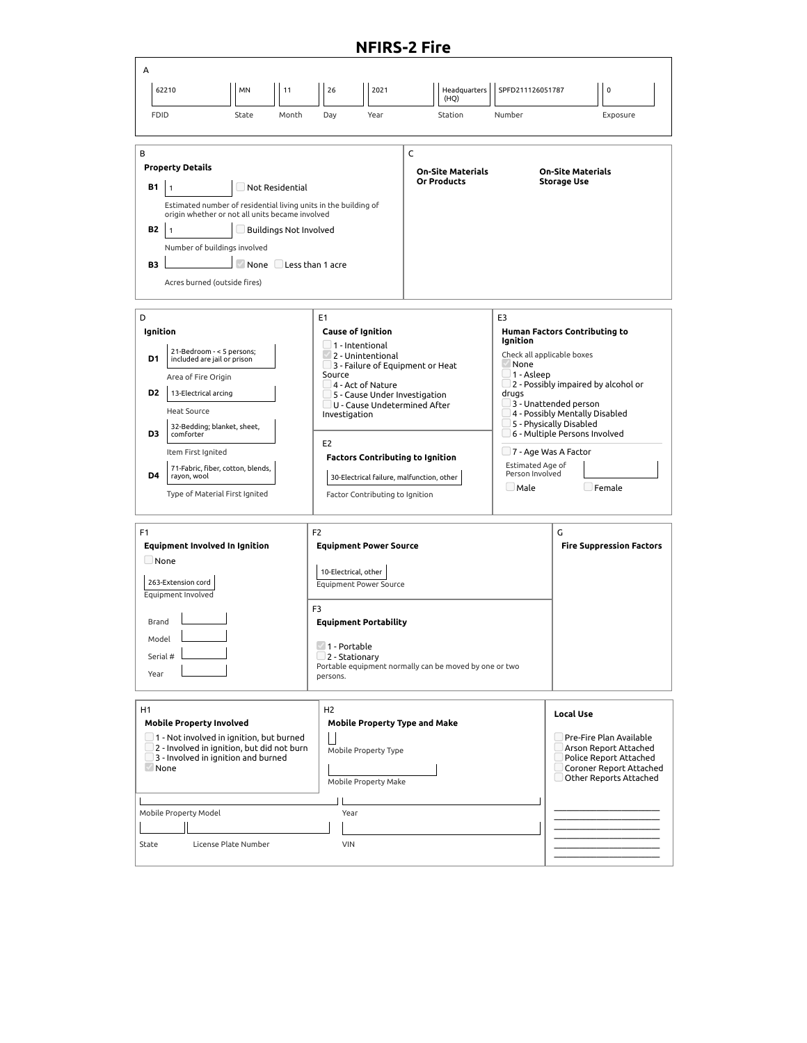# NFIRS-2 Fire

## A

| FDID | State | Month | Day | Year | Station | Number | Exposure |
|---|---|---|---|---|---|---|---|
| 62210 | MN | 11 | 26 | 2021 | Headquarters (HQ) | SPFD211126051787 | 0 |

## B

**Property Details**

**B1** 1 ☐ Not Residential

Estimated number of residential living units in the building of origin whether or not all units became involved

**B2** 1 ☐ Buildings Not Involved

Number of buildings involved

**B3** ☑ None ☐ Less than 1 acre

Acres burned (outside fires)

## C

**On-Site Materials Or Products**

**On-Site Materials Storage Use**

## D

**Ignition**

**D1** 21-Bedroom - < 5 persons; included are jail or prison

Area of Fire Origin

**D2** 13-Electrical arcing

Heat Source

**D3** 32-Bedding; blanket, sheet, comforter

Item First Ignited

**D4** 71-Fabric, fiber, cotton, blends, rayon, wool

Type of Material First Ignited

## E1

**Cause of Ignition**

- ☐ 1 - Intentional
- ☑ 2 - Unintentional
- ☐ 3 - Failure of Equipment or Heat Source
- ☐ 4 - Act of Nature
- ☐ 5 - Cause Under Investigation
- ☐ U - Cause Undetermined After Investigation

## E2

**Factors Contributing to Ignition**

30-Electrical failure, malfunction, other

Factor Contributing to Ignition

## E3

**Human Factors Contributing to Ignition**

Check all applicable boxes

- ☑ None
- ☐ 1 - Asleep
- ☐ 2 - Possibly impaired by alcohol or drugs
- ☐ 3 - Unattended person
- ☐ 4 - Possibly Mentally Disabled
- ☐ 5 - Physically Disabled
- ☐ 6 - Multiple Persons Involved
- ☐ 7 - Age Was A Factor

Estimated Age of Person Involved

☐ Male ☐ Female

## F1

**Equipment Involved In Ignition**

☐ None

263-Extension cord

Equipment Involved

Brand

Model

Serial #

Year

## F2

**Equipment Power Source**

10-Electrical, other

Equipment Power Source

## F3

**Equipment Portability**

- ☑ 1 - Portable
- ☐ 2 - Stationary

Portable equipment normally can be moved by one or two persons.

## G

**Fire Suppression Factors**

## H1

**Mobile Property Involved**

- ☐ 1 - Not involved in ignition, but burned
- ☐ 2 - Involved in ignition, but did not burn
- ☐ 3 - Involved in ignition and burned
- ☑ None

## H2

**Mobile Property Type and Make**

Mobile Property Type

Mobile Property Make

Mobile Property Model

Year

State

License Plate Number

VIN

## Local Use

- ☐ Pre-Fire Plan Available
- ☐ Arson Report Attached
- ☐ Police Report Attached
- ☐ Coroner Report Attached
- ☐ Other Reports Attached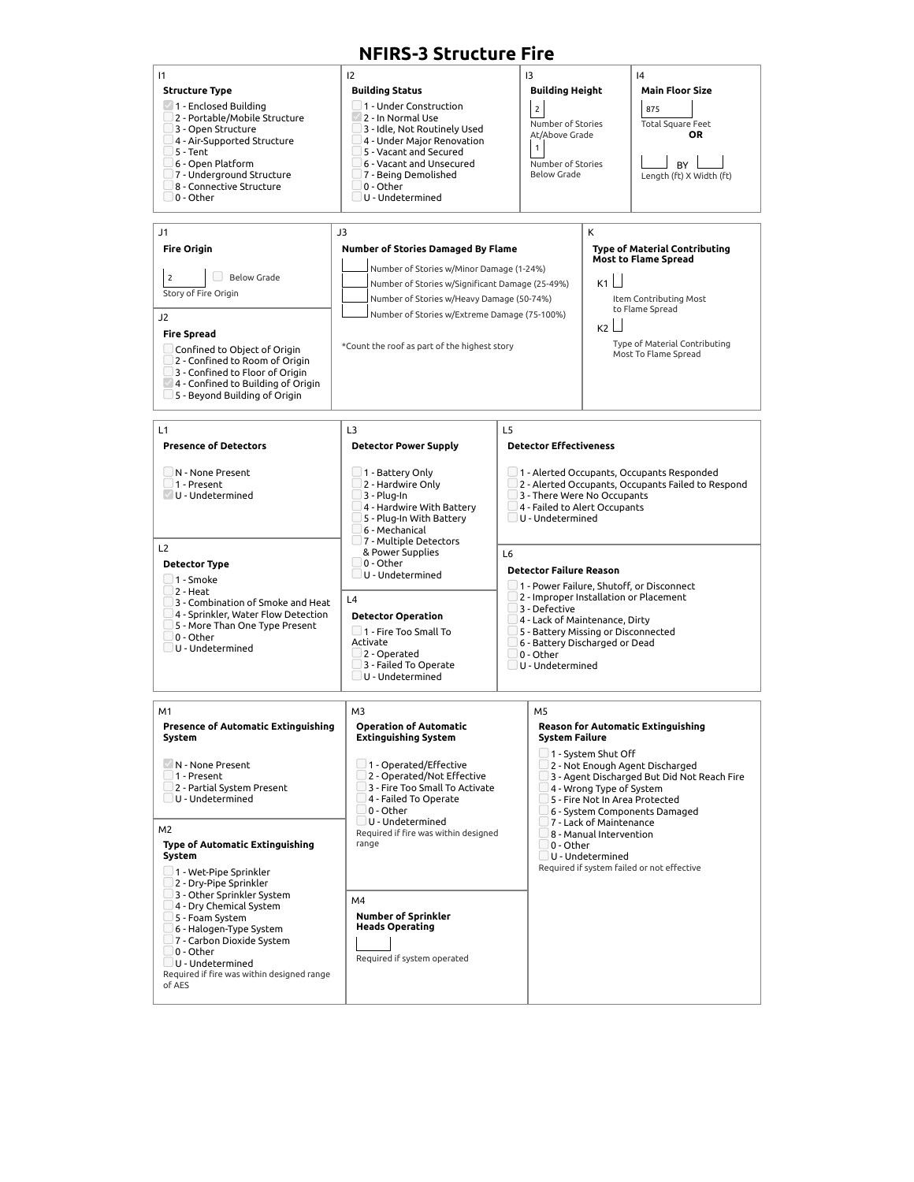# NFIRS-3 Structure Fire

**I1**

**Structure Type**

- [x] 1 - Enclosed Building
- [ ] 2 - Portable/Mobile Structure
- [ ] 3 - Open Structure
- [ ] 4 - Air-Supported Structure
- [ ] 5 - Tent
- [ ] 6 - Open Platform
- [ ] 7 - Underground Structure
- [ ] 8 - Connective Structure
- [ ] 0 - Other

**I2**

**Building Status**

- [ ] 1 - Under Construction
- [x] 2 - In Normal Use
- [ ] 3 - Idle, Not Routinely Used
- [ ] 4 - Under Major Renovation
- [ ] 5 - Vacant and Secured
- [ ] 6 - Vacant and Unsecured
- [ ] 7 - Being Demolished
- [ ] 0 - Other
- [ ] U - Undetermined

**I3**

**Building Height**

2
Number of Stories At/Above Grade

1
Number of Stories Below Grade

**I4**

**Main Floor Size**

875
Total Square Feet

**OR**

BY
Length (ft) X Width (ft)

**J1**

**Fire Origin**

2 &nbsp; [ ] Below Grade
Story of Fire Origin

**J2**

**Fire Spread**

- [ ] Confined to Object of Origin
- [ ] 2 - Confined to Room of Origin
- [ ] 3 - Confined to Floor of Origin
- [x] 4 - Confined to Building of Origin
- [ ] 5 - Beyond Building of Origin

**J3**

**Number of Stories Damaged By Flame**

Number of Stories w/Minor Damage (1-24%)
Number of Stories w/Significant Damage (25-49%)
Number of Stories w/Heavy Damage (50-74%)
Number of Stories w/Extreme Damage (75-100%)

*Count the roof as part of the highest story

**K**

**Type of Material Contributing Most to Flame Spread**

K1
Item Contributing Most to Flame Spread

K2
Type of Material Contributing Most To Flame Spread

**L1**

**Presence of Detectors**

- [ ] N - None Present
- [ ] 1 - Present
- [x] U - Undetermined

**L2**

**Detector Type**

- [ ] 1 - Smoke
- [ ] 2 - Heat
- [ ] 3 - Combination of Smoke and Heat
- [ ] 4 - Sprinkler, Water Flow Detection
- [ ] 5 - More Than One Type Present
- [ ] 0 - Other
- [ ] U - Undetermined

**L3**

**Detector Power Supply**

- [ ] 1 - Battery Only
- [ ] 2 - Hardwire Only
- [ ] 3 - Plug-In
- [ ] 4 - Hardwire With Battery
- [ ] 5 - Plug-In With Battery
- [ ] 6 - Mechanical
- [ ] 7 - Multiple Detectors & Power Supplies
- [ ] 0 - Other
- [ ] U - Undetermined

**L4**

**Detector Operation**

- [ ] 1 - Fire Too Small To Activate
- [ ] 2 - Operated
- [ ] 3 - Failed To Operate
- [ ] U - Undetermined

**L5**

**Detector Effectiveness**

- [ ] 1 - Alerted Occupants, Occupants Responded
- [ ] 2 - Alerted Occupants, Occupants Failed to Respond
- [ ] 3 - There Were No Occupants
- [ ] 4 - Failed to Alert Occupants
- [ ] U - Undetermined

**L6**

**Detector Failure Reason**

- [ ] 1 - Power Failure, Shutoff, or Disconnect
- [ ] 2 - Improper Installation or Placement
- [ ] 3 - Defective
- [ ] 4 - Lack of Maintenance, Dirty
- [ ] 5 - Battery Missing or Disconnected
- [ ] 6 - Battery Discharged or Dead
- [ ] 0 - Other
- [ ] U - Undetermined

**M1**

**Presence of Automatic Extinguishing System**

- [x] N - None Present
- [ ] 1 - Present
- [ ] 2 - Partial System Present
- [ ] U - Undetermined

**M2**

**Type of Automatic Extinguishing System**

- [ ] 1 - Wet-Pipe Sprinkler
- [ ] 2 - Dry-Pipe Sprinkler
- [ ] 3 - Other Sprinkler System
- [ ] 4 - Dry Chemical System
- [ ] 5 - Foam System
- [ ] 6 - Halogen-Type System
- [ ] 7 - Carbon Dioxide System
- [ ] 0 - Other
- [ ] U - Undetermined

Required if fire was within designed range of AES

**M3**

**Operation of Automatic Extinguishing System**

- [ ] 1 - Operated/Effective
- [ ] 2 - Operated/Not Effective
- [ ] 3 - Fire Too Small To Activate
- [ ] 4 - Failed To Operate
- [ ] 0 - Other
- [ ] U - Undetermined

Required if fire was within designed range

**M4**

**Number of Sprinkler Heads Operating**

Required if system operated

**M5**

**Reason for Automatic Extinguishing System Failure**

- [ ] 1 - System Shut Off
- [ ] 2 - Not Enough Agent Discharged
- [ ] 3 - Agent Discharged But Did Not Reach Fire
- [ ] 4 - Wrong Type of System
- [ ] 5 - Fire Not In Area Protected
- [ ] 6 - System Components Damaged
- [ ] 7 - Lack of Maintenance
- [ ] 8 - Manual Intervention
- [ ] 0 - Other
- [ ] U - Undetermined

Required if system failed or not effective